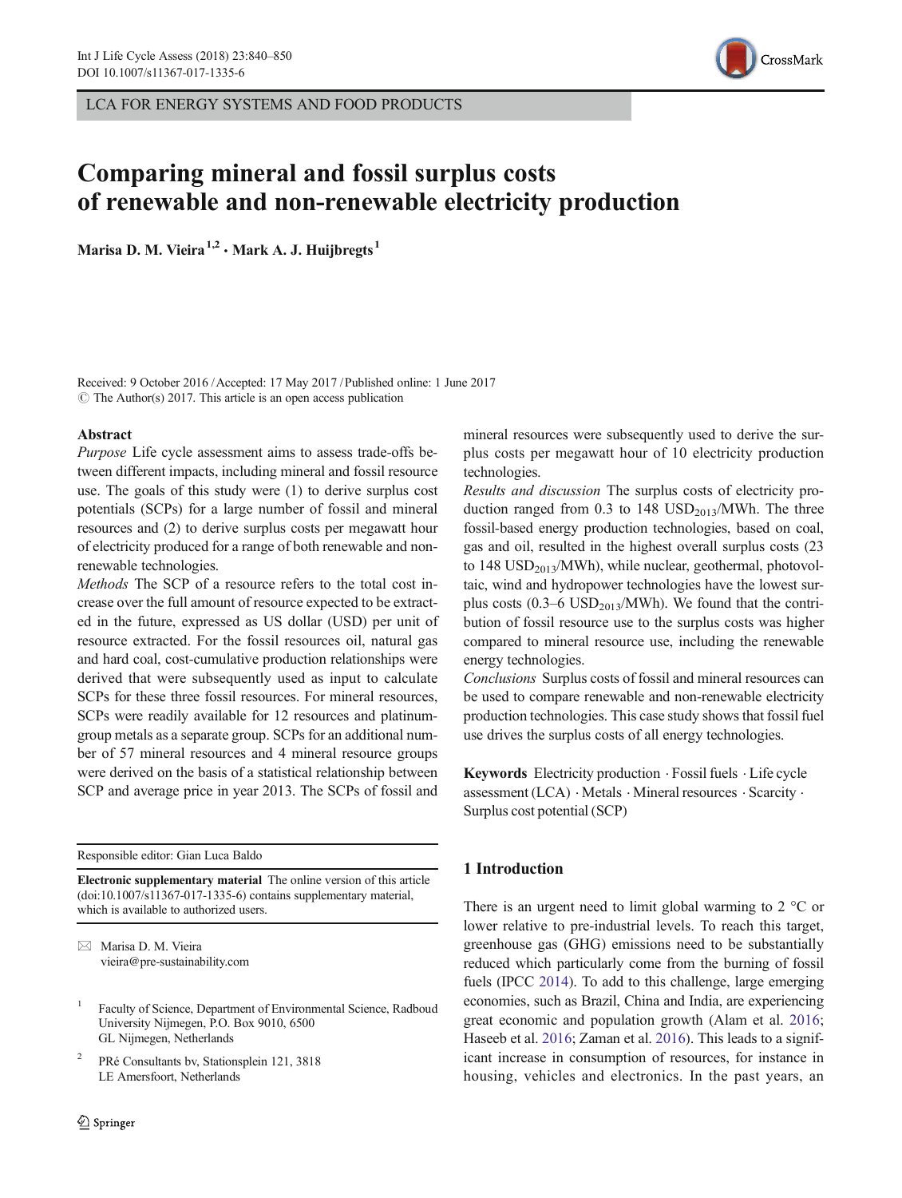LCA FOR ENERGY SYSTEMS AND FOOD PRODUCTS

# Comparing mineral and fossil surplus costs of renewable and non-renewable electricity production

**Marisa D. M. Vieira**[1,2] **· Mark A. J. Huijbregts**[1]

Received: 9 October 2016 / Accepted: 17 May 2017 / Published online: 1 June 2017
© The Author(s) 2017. This article is an open access publication

## Abstract

*Purpose* Life cycle assessment aims to assess trade-offs between different impacts, including mineral and fossil resource use. The goals of this study were (1) to derive surplus cost potentials (SCPs) for a large number of fossil and mineral resources and (2) to derive surplus costs per megawatt hour of electricity produced for a range of both renewable and non-renewable technologies.

*Methods* The SCP of a resource refers to the total cost increase over the full amount of resource expected to be extracted in the future, expressed as US dollar (USD) per unit of resource extracted. For the fossil resources oil, natural gas and hard coal, cost-cumulative production relationships were derived that were subsequently used as input to calculate SCPs for these three fossil resources. For mineral resources, SCPs were readily available for 12 resources and platinum-group metals as a separate group. SCPs for an additional number of 57 mineral resources and 4 mineral resource groups were derived on the basis of a statistical relationship between SCP and average price in year 2013. The SCPs of fossil and mineral resources were subsequently used to derive the surplus costs per megawatt hour of 10 electricity production technologies.

*Results and discussion* The surplus costs of electricity production ranged from 0.3 to 148 $USD_{2013}$/MWh. The three fossil-based energy production technologies, based on coal, gas and oil, resulted in the highest overall surplus costs (23 to 148 $USD_{2013}$/MWh), while nuclear, geothermal, photovoltaic, wind and hydropower technologies have the lowest surplus costs (0.3–6 $USD_{2013}$/MWh). We found that the contribution of fossil resource use to the surplus costs was higher compared to mineral resource use, including the renewable energy technologies.

*Conclusions* Surplus costs of fossil and mineral resources can be used to compare renewable and non-renewable electricity production technologies. This case study shows that fossil fuel use drives the surplus costs of all energy technologies.

**Keywords** Electricity production · Fossil fuels · Life cycle assessment (LCA) · Metals · Mineral resources · Scarcity · Surplus cost potential (SCP)

Responsible editor: Gian Luca Baldo

**Electronic supplementary material** The online version of this article (doi:10.1007/s11367-017-1335-6) contains supplementary material, which is available to authorized users.

✉ Marisa D. M. Vieira
vieira@pre-sustainability.com

[1] Faculty of Science, Department of Environmental Science, Radboud University Nijmegen, P.O. Box 9010, 6500 GL Nijmegen, Netherlands

[2] PRé Consultants bv, Stationsplein 121, 3818 LE Amersfoort, Netherlands

## 1 Introduction

There is an urgent need to limit global warming to 2 °C or lower relative to pre-industrial levels. To reach this target, greenhouse gas (GHG) emissions need to be substantially reduced which particularly come from the burning of fossil fuels (IPCC 2014). To add to this challenge, large emerging economies, such as Brazil, China and India, are experiencing great economic and population growth (Alam et al. 2016; Haseeb et al. 2016; Zaman et al. 2016). This leads to a significant increase in consumption of resources, for instance in housing, vehicles and electronics. In the past years, an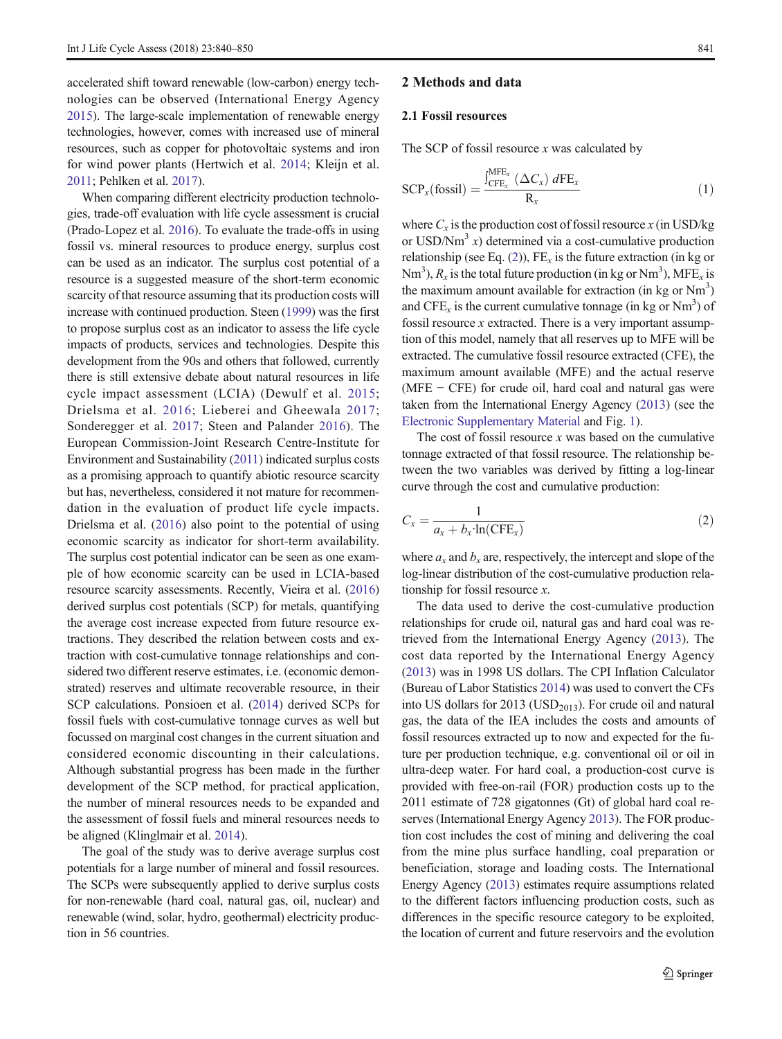accelerated shift toward renewable (low-carbon) energy technologies can be observed (International Energy Agency 2015). The large-scale implementation of renewable energy technologies, however, comes with increased use of mineral resources, such as copper for photovoltaic systems and iron for wind power plants (Hertwich et al. 2014; Kleijn et al. 2011; Pehlken et al. 2017).

When comparing different electricity production technologies, trade-off evaluation with life cycle assessment is crucial (Prado-Lopez et al. 2016). To evaluate the trade-offs in using fossil vs. mineral resources to produce energy, surplus cost can be used as an indicator. The surplus cost potential of a resource is a suggested measure of the short-term economic scarcity of that resource assuming that its production costs will increase with continued production. Steen (1999) was the first to propose surplus cost as an indicator to assess the life cycle impacts of products, services and technologies. Despite this development from the 90s and others that followed, currently there is still extensive debate about natural resources in life cycle impact assessment (LCIA) (Dewulf et al. 2015; Drielsma et al. 2016; Lieberei and Gheewala 2017; Sonderegger et al. 2017; Steen and Palander 2016). The European Commission-Joint Research Centre-Institute for Environment and Sustainability (2011) indicated surplus costs as a promising approach to quantify abiotic resource scarcity but has, nevertheless, considered it not mature for recommendation in the evaluation of product life cycle impacts. Drielsma et al. (2016) also point to the potential of using economic scarcity as indicator for short-term availability. The surplus cost potential indicator can be seen as one example of how economic scarcity can be used in LCIA-based resource scarcity assessments. Recently, Vieira et al. (2016) derived surplus cost potentials (SCP) for metals, quantifying the average cost increase expected from future resource extractions. They described the relation between costs and extraction with cost-cumulative tonnage relationships and considered two different reserve estimates, i.e. (economic demonstrated) reserves and ultimate recoverable resource, in their SCP calculations. Ponsioen et al. (2014) derived SCPs for fossil fuels with cost-cumulative tonnage curves as well but focussed on marginal cost changes in the current situation and considered economic discounting in their calculations. Although substantial progress has been made in the further development of the SCP method, for practical application, the number of mineral resources needs to be expanded and the assessment of fossil fuels and mineral resources needs to be aligned (Klinglmair et al. 2014).

The goal of the study was to derive average surplus cost potentials for a large number of mineral and fossil resources. The SCPs were subsequently applied to derive surplus costs for non-renewable (hard coal, natural gas, oil, nuclear) and renewable (wind, solar, hydro, geothermal) electricity production in 56 countries.

## 2 Methods and data

### 2.1 Fossil resources

The SCP of fossil resource $x$ was calculated by

$$\mathrm{SCP}_x(\mathrm{fossil}) = \frac{\int_{\mathrm{CFE}_x}^{\mathrm{MFE}_x} (\Delta C_x)\, d\mathrm{FE}_x}{\mathrm{R}_x} \tag{1}$$

where $C_x$ is the production cost of fossil resource $x$ (in USD/kg or USD/Nm$^3$ $x$) determined via a cost-cumulative production relationship (see Eq. (2)), $\mathrm{FE}_x$ is the future extraction (in kg or Nm$^3$), $R_x$ is the total future production (in kg or Nm$^3$), $\mathrm{MFE}_x$ is the maximum amount available for extraction (in kg or Nm$^3$) and $\mathrm{CFE}_x$ is the current cumulative tonnage (in kg or Nm$^3$) of fossil resource $x$ extracted. There is a very important assumption of this model, namely that all reserves up to MFE will be extracted. The cumulative fossil resource extracted (CFE), the maximum amount available (MFE) and the actual reserve (MFE − CFE) for crude oil, hard coal and natural gas were taken from the International Energy Agency (2013) (see the Electronic Supplementary Material and Fig. 1).

The cost of fossil resource $x$ was based on the cumulative tonnage extracted of that fossil resource. The relationship between the two variables was derived by fitting a log-linear curve through the cost and cumulative production:

$$C_x = \frac{1}{a_x + b_x \cdot \ln(\mathrm{CFE}_x)} \tag{2}$$

where $a_x$ and $b_x$ are, respectively, the intercept and slope of the log-linear distribution of the cost-cumulative production relationship for fossil resource $x$.

The data used to derive the cost-cumulative production relationships for crude oil, natural gas and hard coal was retrieved from the International Energy Agency (2013). The cost data reported by the International Energy Agency (2013) was in 1998 US dollars. The CPI Inflation Calculator (Bureau of Labor Statistics 2014) was used to convert the CFs into US dollars for 2013 ($\mathrm{USD}_{2013}$). For crude oil and natural gas, the data of the IEA includes the costs and amounts of fossil resources extracted up to now and expected for the future per production technique, e.g. conventional oil or oil in ultra-deep water. For hard coal, a production-cost curve is provided with free-on-rail (FOR) production costs up to the 2011 estimate of 728 gigatonnes (Gt) of global hard coal reserves (International Energy Agency 2013). The FOR production cost includes the cost of mining and delivering the coal from the mine plus surface handling, coal preparation or beneficiation, storage and loading costs. The International Energy Agency (2013) estimates require assumptions related to the different factors influencing production costs, such as differences in the specific resource category to be exploited, the location of current and future reservoirs and the evolution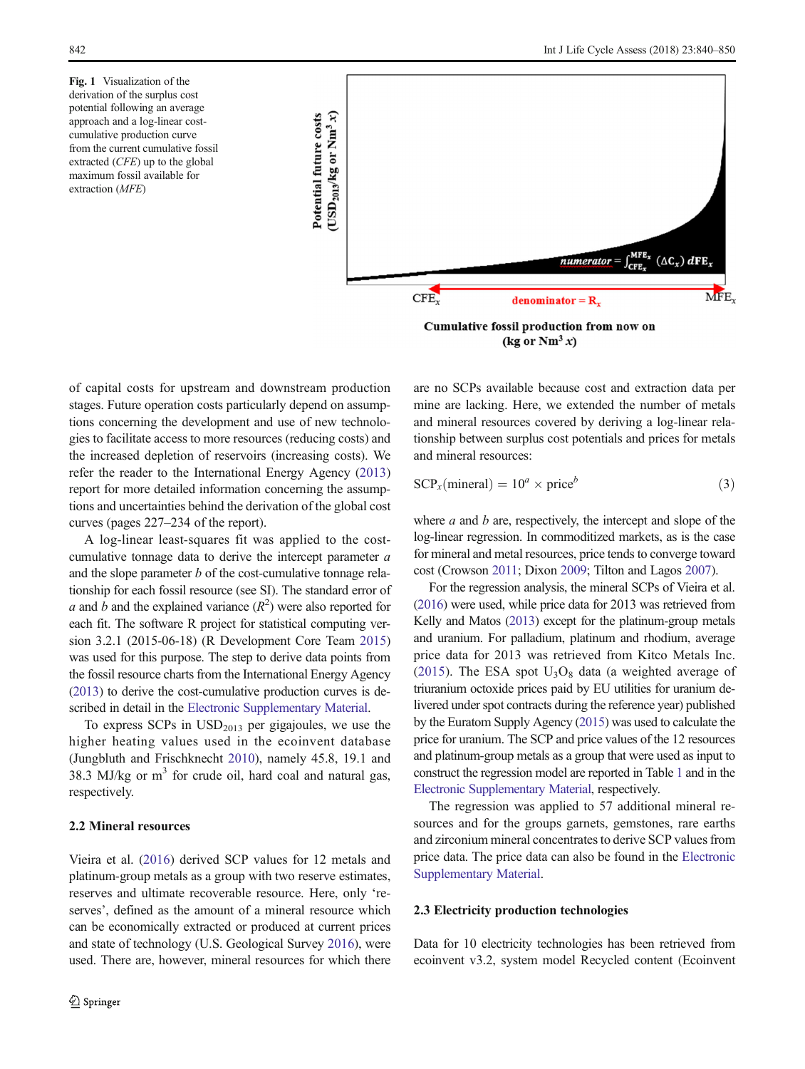**Fig. 1** Visualization of the derivation of the surplus cost potential following an average approach and a log-linear cost-cumulative production curve from the current cumulative fossil extracted (*CFE*) up to the global maximum fossil available for extraction (*MFE*)

of capital costs for upstream and downstream production stages. Future operation costs particularly depend on assumptions concerning the development and use of new technologies to facilitate access to more resources (reducing costs) and the increased depletion of reservoirs (increasing costs). We refer the reader to the International Energy Agency (2013) report for more detailed information concerning the assumptions and uncertainties behind the derivation of the global cost curves (pages 227–234 of the report).

A log-linear least-squares fit was applied to the cost-cumulative tonnage data to derive the intercept parameter $a$ and the slope parameter $b$ of the cost-cumulative tonnage relationship for each fossil resource (see SI). The standard error of $a$ and $b$ and the explained variance ($R^2$) were also reported for each fit. The software R project for statistical computing version 3.2.1 (2015-06-18) (R Development Core Team 2015) was used for this purpose. The step to derive data points from the fossil resource charts from the International Energy Agency (2013) to derive the cost-cumulative production curves is described in detail in the Electronic Supplementary Material.

To express SCPs in $USD_{2013}$ per gigajoules, we use the higher heating values used in the ecoinvent database (Jungbluth and Frischknecht 2010), namely 45.8, 19.1 and 38.3 MJ/kg or $m^3$ for crude oil, hard coal and natural gas, respectively.

### 2.2 Mineral resources

Vieira et al. (2016) derived SCP values for 12 metals and platinum-group metals as a group with two reserve estimates, reserves and ultimate recoverable resource. Here, only 'reserves', defined as the amount of a mineral resource which can be economically extracted or produced at current prices and state of technology (U.S. Geological Survey 2016), were used. There are, however, mineral resources for which there are no SCPs available because cost and extraction data per mine are lacking. Here, we extended the number of metals and mineral resources covered by deriving a log-linear relationship between surplus cost potentials and prices for metals and mineral resources:

$$\mathrm{SCP}_x(\mathrm{mineral}) = 10^a \times \mathrm{price}^b \tag{3}$$

where $a$ and $b$ are, respectively, the intercept and slope of the log-linear regression. In commoditized markets, as is the case for mineral and metal resources, price tends to converge toward cost (Crowson 2011; Dixon 2009; Tilton and Lagos 2007).

For the regression analysis, the mineral SCPs of Vieira et al. (2016) were used, while price data for 2013 was retrieved from Kelly and Matos (2013) except for the platinum-group metals and uranium. For palladium, platinum and rhodium, average price data for 2013 was retrieved from Kitco Metals Inc. (2015). The ESA spot $U_3O_8$ data (a weighted average of triuranium octoxide prices paid by EU utilities for uranium delivered under spot contracts during the reference year) published by the Euratom Supply Agency (2015) was used to calculate the price for uranium. The SCP and price values of the 12 resources and platinum-group metals as a group that were used as input to construct the regression model are reported in Table 1 and in the Electronic Supplementary Material, respectively.

The regression was applied to 57 additional mineral resources and for the groups garnets, gemstones, rare earths and zirconium mineral concentrates to derive SCP values from price data. The price data can also be found in the Electronic Supplementary Material.

### 2.3 Electricity production technologies

Data for 10 electricity technologies has been retrieved from ecoinvent v3.2, system model Recycled content (Ecoinvent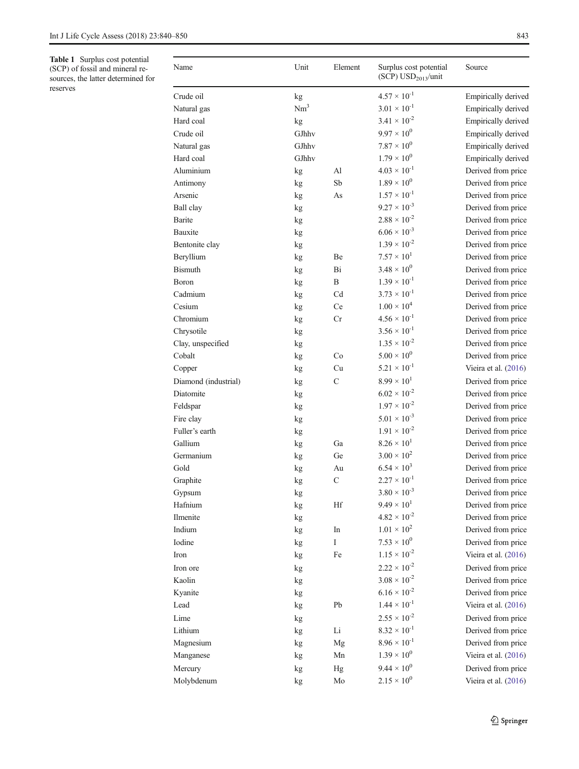**Table 1** Surplus cost potential (SCP) of fossil and mineral resources, the latter determined for reserves

| Name | Unit | Element | Surplus cost potential (SCP) $USD_{2013}$/unit | Source |
|---|---|---|---|---|
| Crude oil | kg | | $4.57 \times 10^{-1}$ | Empirically derived |
| Natural gas | $Nm^3$ | | $3.01 \times 10^{-1}$ | Empirically derived |
| Hard coal | kg | | $3.41 \times 10^{-2}$ | Empirically derived |
| Crude oil | GJhhv | | $9.97 \times 10^{0}$ | Empirically derived |
| Natural gas | GJhhv | | $7.87 \times 10^{0}$ | Empirically derived |
| Hard coal | GJhhv | | $1.79 \times 10^{0}$ | Empirically derived |
| Aluminium | kg | Al | $4.03 \times 10^{-1}$ | Derived from price |
| Antimony | kg | Sb | $1.89 \times 10^{0}$ | Derived from price |
| Arsenic | kg | As | $1.57 \times 10^{-1}$ | Derived from price |
| Ball clay | kg | | $9.27 \times 10^{-3}$ | Derived from price |
| Barite | kg | | $2.88 \times 10^{-2}$ | Derived from price |
| Bauxite | kg | | $6.06 \times 10^{-3}$ | Derived from price |
| Bentonite clay | kg | | $1.39 \times 10^{-2}$ | Derived from price |
| Beryllium | kg | Be | $7.57 \times 10^{1}$ | Derived from price |
| Bismuth | kg | Bi | $3.48 \times 10^{0}$ | Derived from price |
| Boron | kg | B | $1.39 \times 10^{-1}$ | Derived from price |
| Cadmium | kg | Cd | $3.73 \times 10^{-1}$ | Derived from price |
| Cesium | kg | Ce | $1.00 \times 10^{4}$ | Derived from price |
| Chromium | kg | Cr | $4.56 \times 10^{-1}$ | Derived from price |
| Chrysotile | kg | | $3.56 \times 10^{-1}$ | Derived from price |
| Clay, unspecified | kg | | $1.35 \times 10^{-2}$ | Derived from price |
| Cobalt | kg | Co | $5.00 \times 10^{0}$ | Derived from price |
| Copper | kg | Cu | $5.21 \times 10^{-1}$ | Vieira et al. (2016) |
| Diamond (industrial) | kg | C | $8.99 \times 10^{1}$ | Derived from price |
| Diatomite | kg | | $6.02 \times 10^{-2}$ | Derived from price |
| Feldspar | kg | | $1.97 \times 10^{-2}$ | Derived from price |
| Fire clay | kg | | $5.01 \times 10^{-3}$ | Derived from price |
| Fuller's earth | kg | | $1.91 \times 10^{-2}$ | Derived from price |
| Gallium | kg | Ga | $8.26 \times 10^{1}$ | Derived from price |
| Germanium | kg | Ge | $3.00 \times 10^{2}$ | Derived from price |
| Gold | kg | Au | $6.54 \times 10^{3}$ | Derived from price |
| Graphite | kg | C | $2.27 \times 10^{-1}$ | Derived from price |
| Gypsum | kg | | $3.80 \times 10^{-3}$ | Derived from price |
| Hafnium | kg | Hf | $9.49 \times 10^{1}$ | Derived from price |
| Ilmenite | kg | | $4.82 \times 10^{-2}$ | Derived from price |
| Indium | kg | In | $1.01 \times 10^{2}$ | Derived from price |
| Iodine | kg | I | $7.53 \times 10^{0}$ | Derived from price |
| Iron | kg | Fe | $1.15 \times 10^{-2}$ | Vieira et al. (2016) |
| Iron ore | kg | | $2.22 \times 10^{-2}$ | Derived from price |
| Kaolin | kg | | $3.08 \times 10^{-2}$ | Derived from price |
| Kyanite | kg | | $6.16 \times 10^{-2}$ | Derived from price |
| Lead | kg | Pb | $1.44 \times 10^{-1}$ | Vieira et al. (2016) |
| Lime | kg | | $2.55 \times 10^{-2}$ | Derived from price |
| Lithium | kg | Li | $8.32 \times 10^{-1}$ | Derived from price |
| Magnesium | kg | Mg | $8.96 \times 10^{-1}$ | Derived from price |
| Manganese | kg | Mn | $1.39 \times 10^{0}$ | Vieira et al. (2016) |
| Mercury | kg | Hg | $9.44 \times 10^{0}$ | Derived from price |
| Molybdenum | kg | Mo | $2.15 \times 10^{0}$ | Vieira et al. (2016) |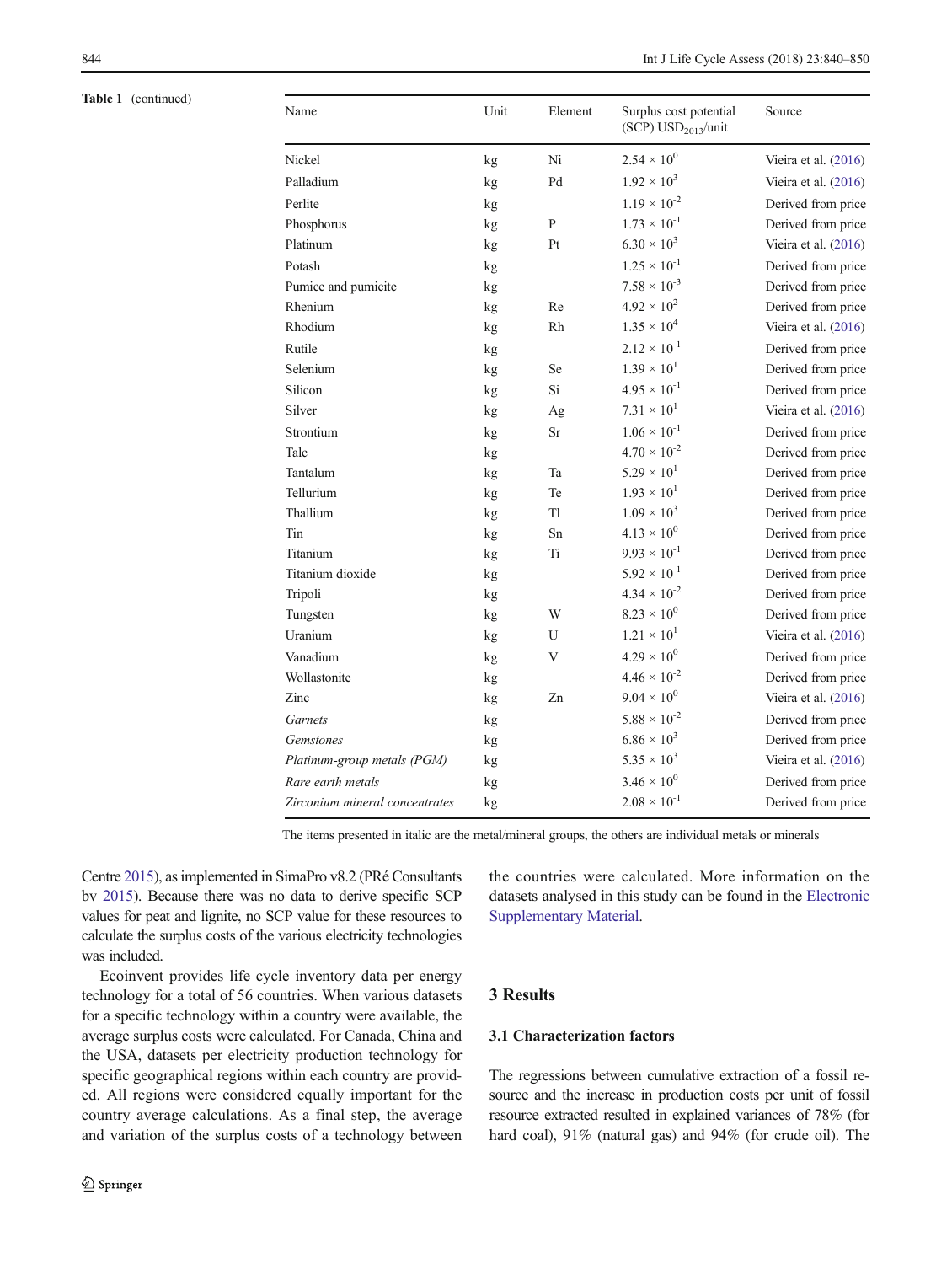**Table 1** (continued)

| Name | Unit | Element | Surplus cost potential (SCP) $USD_{2013}$/unit | Source |
|---|---|---|---|---|
| Nickel | kg | Ni | $2.54 \times 10^{0}$ | Vieira et al. (2016) |
| Palladium | kg | Pd | $1.92 \times 10^{3}$ | Vieira et al. (2016) |
| Perlite | kg | | $1.19 \times 10^{-2}$ | Derived from price |
| Phosphorus | kg | P | $1.73 \times 10^{-1}$ | Derived from price |
| Platinum | kg | Pt | $6.30 \times 10^{3}$ | Vieira et al. (2016) |
| Potash | kg | | $1.25 \times 10^{-1}$ | Derived from price |
| Pumice and pumicite | kg | | $7.58 \times 10^{-3}$ | Derived from price |
| Rhenium | kg | Re | $4.92 \times 10^{2}$ | Derived from price |
| Rhodium | kg | Rh | $1.35 \times 10^{4}$ | Vieira et al. (2016) |
| Rutile | kg | | $2.12 \times 10^{-1}$ | Derived from price |
| Selenium | kg | Se | $1.39 \times 10^{1}$ | Derived from price |
| Silicon | kg | Si | $4.95 \times 10^{-1}$ | Derived from price |
| Silver | kg | Ag | $7.31 \times 10^{1}$ | Vieira et al. (2016) |
| Strontium | kg | Sr | $1.06 \times 10^{-1}$ | Derived from price |
| Talc | kg | | $4.70 \times 10^{-2}$ | Derived from price |
| Tantalum | kg | Ta | $5.29 \times 10^{1}$ | Derived from price |
| Tellurium | kg | Te | $1.93 \times 10^{1}$ | Derived from price |
| Thallium | kg | Tl | $1.09 \times 10^{3}$ | Derived from price |
| Tin | kg | Sn | $4.13 \times 10^{0}$ | Derived from price |
| Titanium | kg | Ti | $9.93 \times 10^{-1}$ | Derived from price |
| Titanium dioxide | kg | | $5.92 \times 10^{-1}$ | Derived from price |
| Tripoli | kg | | $4.34 \times 10^{-2}$ | Derived from price |
| Tungsten | kg | W | $8.23 \times 10^{0}$ | Derived from price |
| Uranium | kg | U | $1.21 \times 10^{1}$ | Vieira et al. (2016) |
| Vanadium | kg | V | $4.29 \times 10^{0}$ | Derived from price |
| Wollastonite | kg | | $4.46 \times 10^{-2}$ | Derived from price |
| Zinc | kg | Zn | $9.04 \times 10^{0}$ | Vieira et al. (2016) |
| *Garnets* | kg | | $5.88 \times 10^{-2}$ | Derived from price |
| *Gemstones* | kg | | $6.86 \times 10^{3}$ | Derived from price |
| *Platinum-group metals (PGM)* | kg | | $5.35 \times 10^{3}$ | Vieira et al. (2016) |
| *Rare earth metals* | kg | | $3.46 \times 10^{0}$ | Derived from price |
| *Zirconium mineral concentrates* | kg | | $2.08 \times 10^{-1}$ | Derived from price |

The items presented in italic are the metal/mineral groups, the others are individual metals or minerals

Centre 2015), as implemented in SimaPro v8.2 (PRé Consultants bv 2015). Because there was no data to derive specific SCP values for peat and lignite, no SCP value for these resources to calculate the surplus costs of the various electricity technologies was included.

Ecoinvent provides life cycle inventory data per energy technology for a total of 56 countries. When various datasets for a specific technology within a country were available, the average surplus costs were calculated. For Canada, China and the USA, datasets per electricity production technology for specific geographical regions within each country are provided. All regions were considered equally important for the country average calculations. As a final step, the average and variation of the surplus costs of a technology between the countries were calculated. More information on the datasets analysed in this study can be found in the Electronic Supplementary Material.

## 3 Results

### 3.1 Characterization factors

The regressions between cumulative extraction of a fossil resource and the increase in production costs per unit of fossil resource extracted resulted in explained variances of 78% (for hard coal), 91% (natural gas) and 94% (for crude oil). The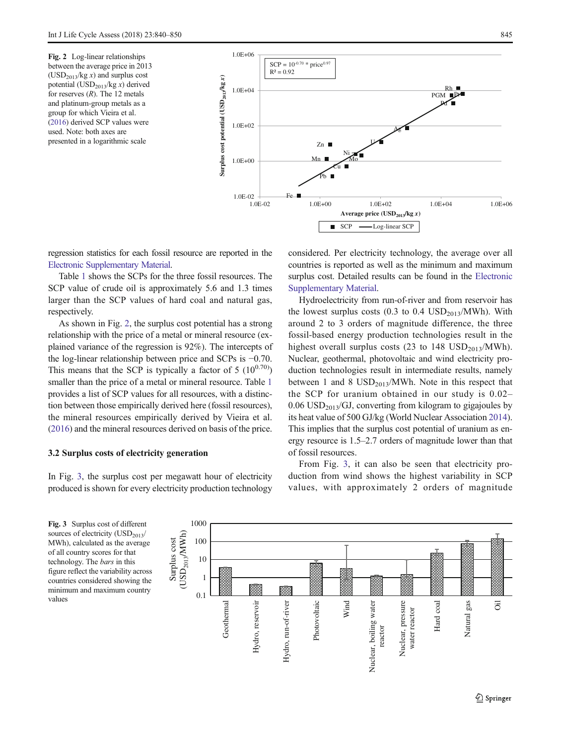**Fig. 2** Log-linear relationships between the average price in 2013 ($USD_{2013}$/kg *x*) and surplus cost potential ($USD_{2013}$/kg *x*) derived for reserves (*R*). The 12 metals and platinum-group metals as a group for which Vieira et al. (2016) derived SCP values were used. Note: both axes are presented in a logarithmic scale

**Fig. 3** Surplus cost of different sources of electricity ($USD_{2013}$/MWh), calculated as the average of all country scores for that technology. The *bars* in this figure reflect the variability across countries considered showing the minimum and maximum country values

regression statistics for each fossil resource are reported in the Electronic Supplementary Material.

Table 1 shows the SCPs for the three fossil resources. The SCP value of crude oil is approximately 5.6 and 1.3 times larger than the SCP values of hard coal and natural gas, respectively.

As shown in Fig. 2, the surplus cost potential has a strong relationship with the price of a metal or mineral resource (explained variance of the regression is 92%). The intercepts of the log-linear relationship between price and SCPs is −0.70. This means that the SCP is typically a factor of 5 ($10^{0.70}$) smaller than the price of a metal or mineral resource. Table 1 provides a list of SCP values for all resources, with a distinction between those empirically derived here (fossil resources), the mineral resources empirically derived by Vieira et al. (2016) and the mineral resources derived on basis of the price.

### 3.2 Surplus costs of electricity generation

In Fig. 3, the surplus cost per megawatt hour of electricity produced is shown for every electricity production technology considered. Per electricity technology, the average over all countries is reported as well as the minimum and maximum surplus cost. Detailed results can be found in the Electronic Supplementary Material.

Hydroelectricity from run-of-river and from reservoir has the lowest surplus costs (0.3 to 0.4 $USD_{2013}$/MWh). With around 2 to 3 orders of magnitude difference, the three fossil-based energy production technologies result in the highest overall surplus costs (23 to 148 $USD_{2013}$/MWh). Nuclear, geothermal, photovoltaic and wind electricity production technologies result in intermediate results, namely between 1 and 8 $USD_{2013}$/MWh. Note in this respect that the SCP for uranium obtained in our study is 0.02–0.06 $USD_{2013}$/GJ, converting from kilogram to gigajoules by its heat value of 500 GJ/kg (World Nuclear Association 2014). This implies that the surplus cost potential of uranium as energy resource is 1.5–2.7 orders of magnitude lower than that of fossil resources.

From Fig. 3, it can also be seen that electricity production from wind shows the highest variability in SCP values, with approximately 2 orders of magnitude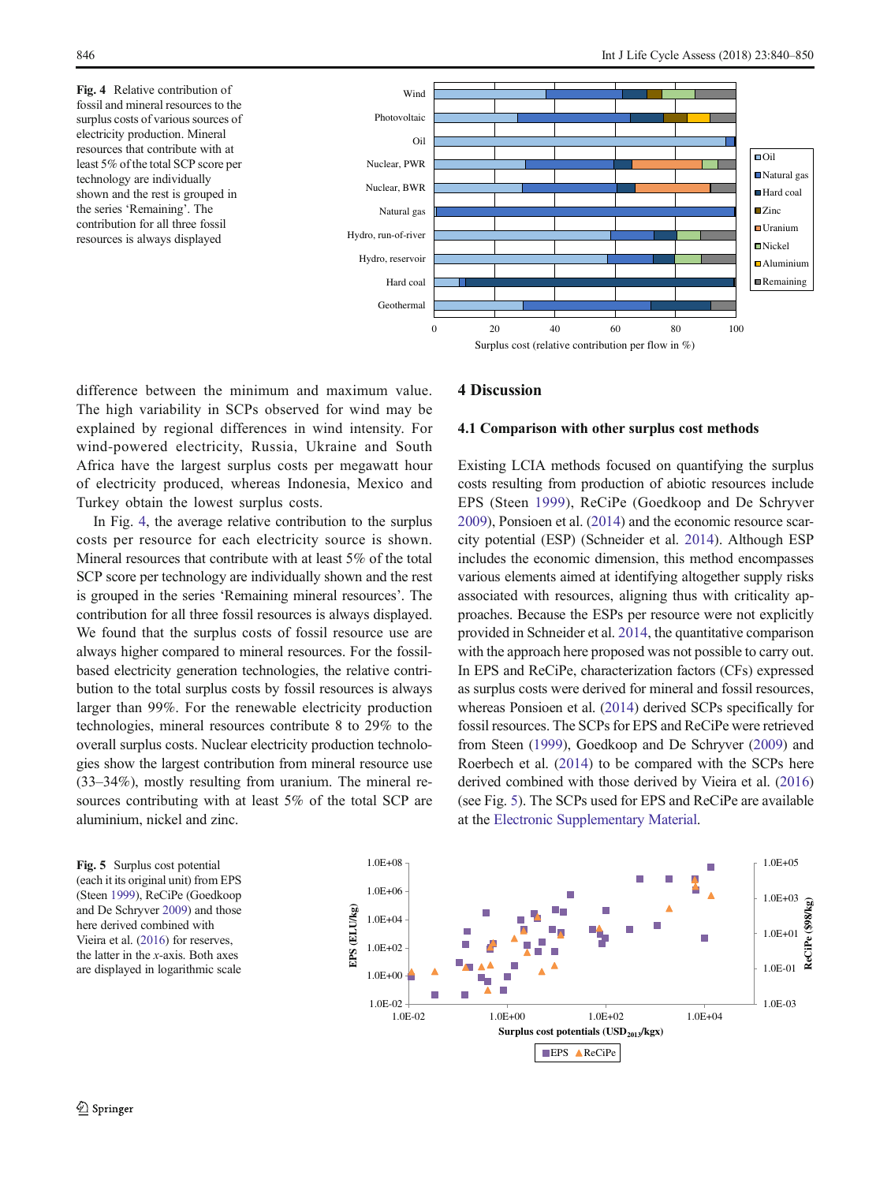Fig. 4 Relative contribution of fossil and mineral resources to the surplus costs of various sources of electricity production. Mineral resources that contribute with at least 5% of the total SCP score per technology are individually shown and the rest is grouped in the series 'Remaining'. The contribution for all three fossil resources is always displayed

difference between the minimum and maximum value. The high variability in SCPs observed for wind may be explained by regional differences in wind intensity. For wind-powered electricity, Russia, Ukraine and South Africa have the largest surplus costs per megawatt hour of electricity produced, whereas Indonesia, Mexico and Turkey obtain the lowest surplus costs.

In Fig. 4, the average relative contribution to the surplus costs per resource for each electricity source is shown. Mineral resources that contribute with at least 5% of the total SCP score per technology are individually shown and the rest is grouped in the series 'Remaining mineral resources'. The contribution for all three fossil resources is always displayed. We found that the surplus costs of fossil resource use are always higher compared to mineral resources. For the fossil-based electricity generation technologies, the relative contribution to the total surplus costs by fossil resources is always larger than 99%. For the renewable electricity production technologies, mineral resources contribute 8 to 29% to the overall surplus costs. Nuclear electricity production technologies show the largest contribution from mineral resource use (33–34%), mostly resulting from uranium. The mineral resources contributing with at least 5% of the total SCP are aluminium, nickel and zinc.

# 4 Discussion

## 4.1 Comparison with other surplus cost methods

Existing LCIA methods focused on quantifying the surplus costs resulting from production of abiotic resources include EPS (Steen 1999), ReCiPe (Goedkoop and De Schryver 2009), Ponsioen et al. (2014) and the economic resource scarcity potential (ESP) (Schneider et al. 2014). Although ESP includes the economic dimension, this method encompasses various elements aimed at identifying altogether supply risks associated with resources, aligning thus with criticality approaches. Because the ESPs per resource were not explicitly provided in Schneider et al. 2014, the quantitative comparison with the approach here proposed was not possible to carry out. In EPS and ReCiPe, characterization factors (CFs) expressed as surplus costs were derived for mineral and fossil resources, whereas Ponsioen et al. (2014) derived SCPs specifically for fossil resources. The SCPs for EPS and ReCiPe were retrieved from Steen (1999), Goedkoop and De Schryver (2009) and Roerbech et al. (2014) to be compared with the SCPs here derived combined with those derived by Vieira et al. (2016) (see Fig. 5). The SCPs used for EPS and ReCiPe are available at the Electronic Supplementary Material.

Fig. 5 Surplus cost potential (each it its original unit) from EPS (Steen 1999), ReCiPe (Goedkoop and De Schryver 2009) and those here derived combined with Vieira et al. (2016) for reserves, the latter in the x-axis. Both axes are displayed in logarithmic scale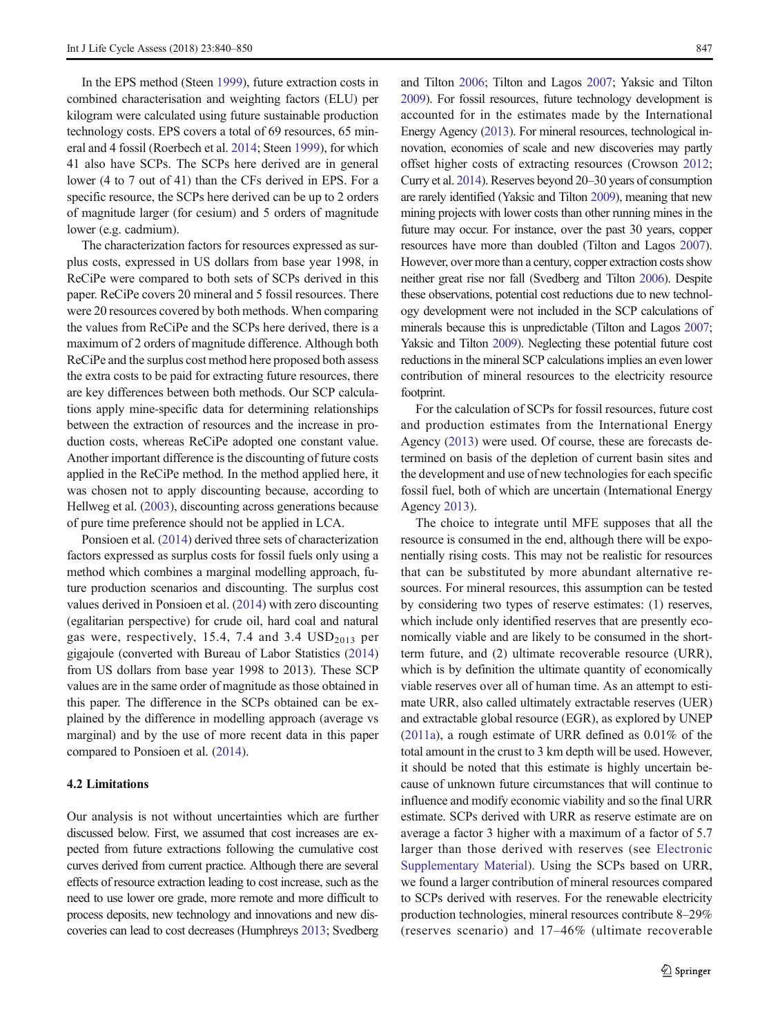In the EPS method (Steen 1999), future extraction costs in combined characterisation and weighting factors (ELU) per kilogram were calculated using future sustainable production technology costs. EPS covers a total of 69 resources, 65 mineral and 4 fossil (Roerbech et al. 2014; Steen 1999), for which 41 also have SCPs. The SCPs here derived are in general lower (4 to 7 out of 41) than the CFs derived in EPS. For a specific resource, the SCPs here derived can be up to 2 orders of magnitude larger (for cesium) and 5 orders of magnitude lower (e.g. cadmium).

The characterization factors for resources expressed as surplus costs, expressed in US dollars from base year 1998, in ReCiPe were compared to both sets of SCPs derived in this paper. ReCiPe covers 20 mineral and 5 fossil resources. There were 20 resources covered by both methods. When comparing the values from ReCiPe and the SCPs here derived, there is a maximum of 2 orders of magnitude difference. Although both ReCiPe and the surplus cost method here proposed both assess the extra costs to be paid for extracting future resources, there are key differences between both methods. Our SCP calculations apply mine-specific data for determining relationships between the extraction of resources and the increase in production costs, whereas ReCiPe adopted one constant value. Another important difference is the discounting of future costs applied in the ReCiPe method. In the method applied here, it was chosen not to apply discounting because, according to Hellweg et al. (2003), discounting across generations because of pure time preference should not be applied in LCA.

Ponsioen et al. (2014) derived three sets of characterization factors expressed as surplus costs for fossil fuels only using a method which combines a marginal modelling approach, future production scenarios and discounting. The surplus cost values derived in Ponsioen et al. (2014) with zero discounting (egalitarian perspective) for crude oil, hard coal and natural gas were, respectively, 15.4, 7.4 and 3.4 $\text{USD}_{2013}$ per gigajoule (converted with Bureau of Labor Statistics (2014) from US dollars from base year 1998 to 2013). These SCP values are in the same order of magnitude as those obtained in this paper. The difference in the SCPs obtained can be explained by the difference in modelling approach (average vs marginal) and by the use of more recent data in this paper compared to Ponsioen et al. (2014).

### 4.2 Limitations

Our analysis is not without uncertainties which are further discussed below. First, we assumed that cost increases are expected from future extractions following the cumulative cost curves derived from current practice. Although there are several effects of resource extraction leading to cost increase, such as the need to use lower ore grade, more remote and more difficult to process deposits, new technology and innovations and new discoveries can lead to cost decreases (Humphreys 2013; Svedberg and Tilton 2006; Tilton and Lagos 2007; Yaksic and Tilton 2009). For fossil resources, future technology development is accounted for in the estimates made by the International Energy Agency (2013). For mineral resources, technological innovation, economies of scale and new discoveries may partly offset higher costs of extracting resources (Crowson 2012; Curry et al. 2014). Reserves beyond 20–30 years of consumption are rarely identified (Yaksic and Tilton 2009), meaning that new mining projects with lower costs than other running mines in the future may occur. For instance, over the past 30 years, copper resources have more than doubled (Tilton and Lagos 2007). However, over more than a century, copper extraction costs show neither great rise nor fall (Svedberg and Tilton 2006). Despite these observations, potential cost reductions due to new technology development were not included in the SCP calculations of minerals because this is unpredictable (Tilton and Lagos 2007; Yaksic and Tilton 2009). Neglecting these potential future cost reductions in the mineral SCP calculations implies an even lower contribution of mineral resources to the electricity resource footprint.

For the calculation of SCPs for fossil resources, future cost and production estimates from the International Energy Agency (2013) were used. Of course, these are forecasts determined on basis of the depletion of current basin sites and the development and use of new technologies for each specific fossil fuel, both of which are uncertain (International Energy Agency 2013).

The choice to integrate until MFE supposes that all the resource is consumed in the end, although there will be exponentially rising costs. This may not be realistic for resources that can be substituted by more abundant alternative resources. For mineral resources, this assumption can be tested by considering two types of reserve estimates: (1) reserves, which include only identified reserves that are presently economically viable and are likely to be consumed in the short-term future, and (2) ultimate recoverable resource (URR), which is by definition the ultimate quantity of economically viable reserves over all of human time. As an attempt to estimate URR, also called ultimately extractable reserves (UER) and extractable global resource (EGR), as explored by UNEP (2011a), a rough estimate of URR defined as 0.01% of the total amount in the crust to 3 km depth will be used. However, it should be noted that this estimate is highly uncertain because of unknown future circumstances that will continue to influence and modify economic viability and so the final URR estimate. SCPs derived with URR as reserve estimate are on average a factor 3 higher with a maximum of a factor of 5.7 larger than those derived with reserves (see Electronic Supplementary Material). Using the SCPs based on URR, we found a larger contribution of mineral resources compared to SCPs derived with reserves. For the renewable electricity production technologies, mineral resources contribute 8–29% (reserves scenario) and 17–46% (ultimate recoverable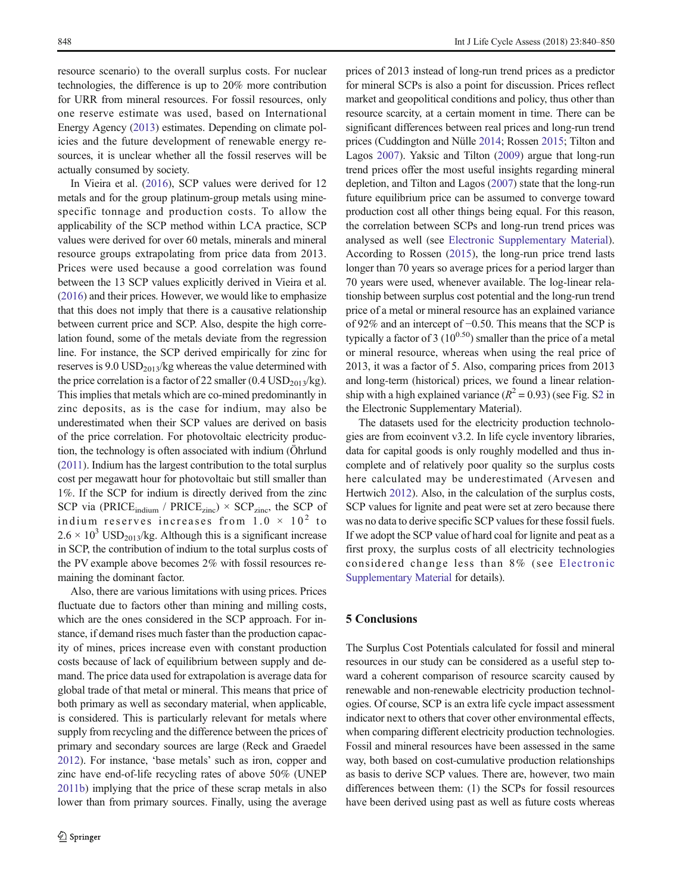resource scenario) to the overall surplus costs. For nuclear technologies, the difference is up to 20% more contribution for URR from mineral resources. For fossil resources, only one reserve estimate was used, based on International Energy Agency (2013) estimates. Depending on climate policies and the future development of renewable energy resources, it is unclear whether all the fossil reserves will be actually consumed by society.

In Vieira et al. (2016), SCP values were derived for 12 metals and for the group platinum-group metals using mine-specific tonnage and production costs. To allow the applicability of the SCP method within LCA practice, SCP values were derived for over 60 metals, minerals and mineral resource groups extrapolating from price data from 2013. Prices were used because a good correlation was found between the 13 SCP values explicitly derived in Vieira et al. (2016) and their prices. However, we would like to emphasize that this does not imply that there is a causative relationship between current price and SCP. Also, despite the high correlation found, some of the metals deviate from the regression line. For instance, the SCP derived empirically for zinc for reserves is 9.0 $USD_{2013}$/kg whereas the value determined with the price correlation is a factor of 22 smaller (0.4 $USD_{2013}$/kg). This implies that metals which are co-mined predominantly in zinc deposits, as is the case for indium, may also be underestimated when their SCP values are derived on basis of the price correlation. For photovoltaic electricity production, the technology is often associated with indium (Öhrlund (2011). Indium has the largest contribution to the total surplus cost per megawatt hour for photovoltaic but still smaller than 1%. If the SCP for indium is directly derived from the zinc SCP via ($PRICE_{indium}$ / $PRICE_{zinc}$) × $SCP_{zinc}$, the SCP of indium reserves increases from $1.0 \times 10^2$ to $2.6 \times 10^3$ $USD_{2013}$/kg. Although this is a significant increase in SCP, the contribution of indium to the total surplus costs of the PV example above becomes 2% with fossil resources remaining the dominant factor.

Also, there are various limitations with using prices. Prices fluctuate due to factors other than mining and milling costs, which are the ones considered in the SCP approach. For instance, if demand rises much faster than the production capacity of mines, prices increase even with constant production costs because of lack of equilibrium between supply and demand. The price data used for extrapolation is average data for global trade of that metal or mineral. This means that price of both primary as well as secondary material, when applicable, is considered. This is particularly relevant for metals where supply from recycling and the difference between the prices of primary and secondary sources are large (Reck and Graedel 2012). For instance, 'base metals' such as iron, copper and zinc have end-of-life recycling rates of above 50% (UNEP 2011b) implying that the price of these scrap metals in also lower than from primary sources. Finally, using the average prices of 2013 instead of long-run trend prices as a predictor for mineral SCPs is also a point for discussion. Prices reflect market and geopolitical conditions and policy, thus other than resource scarcity, at a certain moment in time. There can be significant differences between real prices and long-run trend prices (Cuddington and Nülle 2014; Rossen 2015; Tilton and Lagos 2007). Yaksic and Tilton (2009) argue that long-run trend prices offer the most useful insights regarding mineral depletion, and Tilton and Lagos (2007) state that the long-run future equilibrium price can be assumed to converge toward production cost all other things being equal. For this reason, the correlation between SCPs and long-run trend prices was analysed as well (see Electronic Supplementary Material). According to Rossen (2015), the long-run price trend lasts longer than 70 years so average prices for a period larger than 70 years were used, whenever available. The log-linear relationship between surplus cost potential and the long-run trend price of a metal or mineral resource has an explained variance of 92% and an intercept of −0.50. This means that the SCP is typically a factor of 3 ($10^{0.50}$) smaller than the price of a metal or mineral resource, whereas when using the real price of 2013, it was a factor of 5. Also, comparing prices from 2013 and long-term (historical) prices, we found a linear relationship with a high explained variance ($R^2 = 0.93$) (see Fig. S2 in the Electronic Supplementary Material).

The datasets used for the electricity production technologies are from ecoinvent v3.2. In life cycle inventory libraries, data for capital goods is only roughly modelled and thus incomplete and of relatively poor quality so the surplus costs here calculated may be underestimated (Arvesen and Hertwich 2012). Also, in the calculation of the surplus costs, SCP values for lignite and peat were set at zero because there was no data to derive specific SCP values for these fossil fuels. If we adopt the SCP value of hard coal for lignite and peat as a first proxy, the surplus costs of all electricity technologies considered change less than 8% (see Electronic Supplementary Material for details).

## 5 Conclusions

The Surplus Cost Potentials calculated for fossil and mineral resources in our study can be considered as a useful step toward a coherent comparison of resource scarcity caused by renewable and non-renewable electricity production technologies. Of course, SCP is an extra life cycle impact assessment indicator next to others that cover other environmental effects, when comparing different electricity production technologies. Fossil and mineral resources have been assessed in the same way, both based on cost-cumulative production relationships as basis to derive SCP values. There are, however, two main differences between them: (1) the SCPs for fossil resources have been derived using past as well as future costs whereas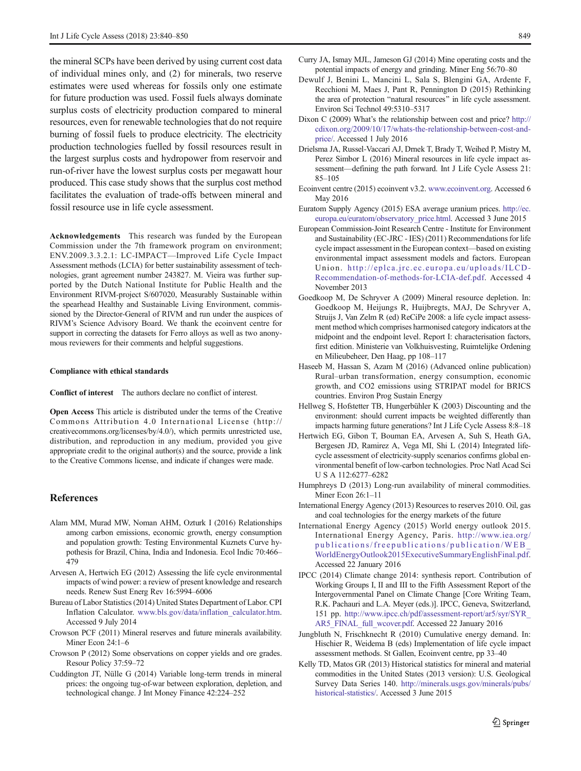the mineral SCPs have been derived by using current cost data of individual mines only, and (2) for minerals, two reserve estimates were used whereas for fossils only one estimate for future production was used. Fossil fuels always dominate surplus costs of electricity production compared to mineral resources, even for renewable technologies that do not require burning of fossil fuels to produce electricity. The electricity production technologies fuelled by fossil resources result in the largest surplus costs and hydropower from reservoir and run-of-river have the lowest surplus costs per megawatt hour produced. This case study shows that the surplus cost method facilitates the evaluation of trade-offs between mineral and fossil resource use in life cycle assessment.

**Acknowledgements** This research was funded by the European Commission under the 7th framework program on environment; ENV.2009.3.3.2.1: LC-IMPACT—Improved Life Cycle Impact Assessment methods (LCIA) for better sustainability assessment of technologies, grant agreement number 243827. M. Vieira was further supported by the Dutch National Institute for Public Health and the Environment RIVM-project S/607020, Measurably Sustainable within the spearhead Healthy and Sustainable Living Environment, commissioned by the Director-General of RIVM and run under the auspices of RIVM's Science Advisory Board. We thank the ecoinvent centre for support in correcting the datasets for Ferro alloys as well as two anonymous reviewers for their comments and helpful suggestions.

**Compliance with ethical standards**

**Conflict of interest** The authors declare no conflict of interest.

**Open Access** This article is distributed under the terms of the Creative Commons Attribution 4.0 International License (http://creativecommons.org/licenses/by/4.0/), which permits unrestricted use, distribution, and reproduction in any medium, provided you give appropriate credit to the original author(s) and the source, provide a link to the Creative Commons license, and indicate if changes were made.

## References

Alam MM, Murad MW, Noman AHM, Ozturk I (2016) Relationships among carbon emissions, economic growth, energy consumption and population growth: Testing Environmental Kuznets Curve hypothesis for Brazil, China, India and Indonesia. Ecol Indic 70:466–479

Arvesen A, Hertwich EG (2012) Assessing the life cycle environmental impacts of wind power: a review of present knowledge and research needs. Renew Sust Energ Rev 16:5994–6006

Bureau of Labor Statistics (2014) United States Department of Labor. CPI Inflation Calculator. www.bls.gov/data/inflation_calculator.htm. Accessed 9 July 2014

Crowson PCF (2011) Mineral reserves and future minerals availability. Miner Econ 24:1–6

Crowson P (2012) Some observations on copper yields and ore grades. Resour Policy 37:59–72

Cuddington JT, Nülle G (2014) Variable long-term trends in mineral prices: the ongoing tug-of-war between exploration, depletion, and technological change. J Int Money Finance 42:224–252

Curry JA, Ismay MJL, Jameson GJ (2014) Mine operating costs and the potential impacts of energy and grinding. Miner Eng 56:70–80

Dewulf J, Benini L, Mancini L, Sala S, Blengini GA, Ardente F, Recchioni M, Maes J, Pant R, Pennington D (2015) Rethinking the area of protection "natural resources" in life cycle assessment. Environ Sci Technol 49:5310–5317

Dixon C (2009) What's the relationship between cost and price? http://cdixon.org/2009/10/17/whats-the-relationship-between-cost-and-price/. Accessed 1 July 2016

Drielsma JA, Russel-Vaccari AJ, Drnek T, Brady T, Weihed P, Mistry M, Perez Simbor L (2016) Mineral resources in life cycle impact assessment—defining the path forward. Int J Life Cycle Assess 21:85–105

Ecoinvent centre (2015) ecoinvent v3.2. www.ecoinvent.org. Accessed 6 May 2016

Euratom Supply Agency (2015) ESA average uranium prices. http://ec.europa.eu/euratom/observatory_price.html. Accessed 3 June 2015

European Commission-Joint Research Centre - Institute for Environment and Sustainability (EC-JRC - IES) (2011) Recommendations for life cycle impact assessment in the European context—based on existing environmental impact assessment models and factors. European Union. http://eplca.jrc.ec.europa.eu/uploads/ILCD-Recommendation-of-methods-for-LCIA-def.pdf. Accessed 4 November 2013

Goedkoop M, De Schryver A (2009) Mineral resource depletion. In: Goedkoop M, Heijungs R, Huijbregts, MAJ, De Schryver A, Struijs J, Van Zelm R (ed) ReCiPe 2008: a life cycle impact assessment method which comprises harmonised category indicators at the midpoint and the endpoint level. Report I: characterisation factors, first edition. Ministerie van Volkhuisvesting, Ruimtelijke Ordening en Milieubeheer, Den Haag, pp 108–117

Haseeb M, Hassan S, Azam M (2016) (Advanced online publication) Rural–urban transformation, energy consumption, economic growth, and CO2 emissions using STRIPAT model for BRICS countries. Environ Prog Sustain Energy

Hellweg S, Hofstetter TB, Hungerbühler K (2003) Discounting and the environment: should current impacts be weighted differently than impacts harming future generations? Int J Life Cycle Assess 8:8–18

Hertwich EG, Gibon T, Bouman EA, Arvesen A, Suh S, Heath GA, Bergesen JD, Ramirez A, Vega MI, Shi L (2014) Integrated life-cycle assessment of electricity-supply scenarios confirms global environmental benefit of low-carbon technologies. Proc Natl Acad Sci U S A 112:6277–6282

Humphreys D (2013) Long-run availability of mineral commodities. Miner Econ 26:1–11

International Energy Agency (2013) Resources to reserves 2010. Oil, gas and coal technologies for the energy markets of the future

International Energy Agency (2015) World energy outlook 2015. International Energy Agency, Paris. http://www.iea.org/publications/freepublications/publication/WEB_WorldEnergyOutlook2015ExecutiveSummaryEnglishFinal.pdf. Accessed 22 January 2016

IPCC (2014) Climate change 2014: synthesis report. Contribution of Working Groups I, II and III to the Fifth Assessment Report of the Intergovernmental Panel on Climate Change [Core Writing Team, R.K. Pachauri and L.A. Meyer (eds.)]. IPCC, Geneva, Switzerland, 151 pp. http://www.ipcc.ch/pdf/assessment-report/ar5/syr/SYR_AR5_FINAL_full_wcover.pdf. Accessed 22 January 2016

Jungbluth N, Frischknecht R (2010) Cumulative energy demand. In: Hischier R, Weidema B (eds) Implementation of life cycle impact assessment methods. St Gallen, Ecoinvent centre, pp 33–40

Kelly TD, Matos GR (2013) Historical statistics for mineral and material commodities in the United States (2013 version): U.S. Geological Survey Data Series 140. http://minerals.usgs.gov/minerals/pubs/historical-statistics/. Accessed 3 June 2015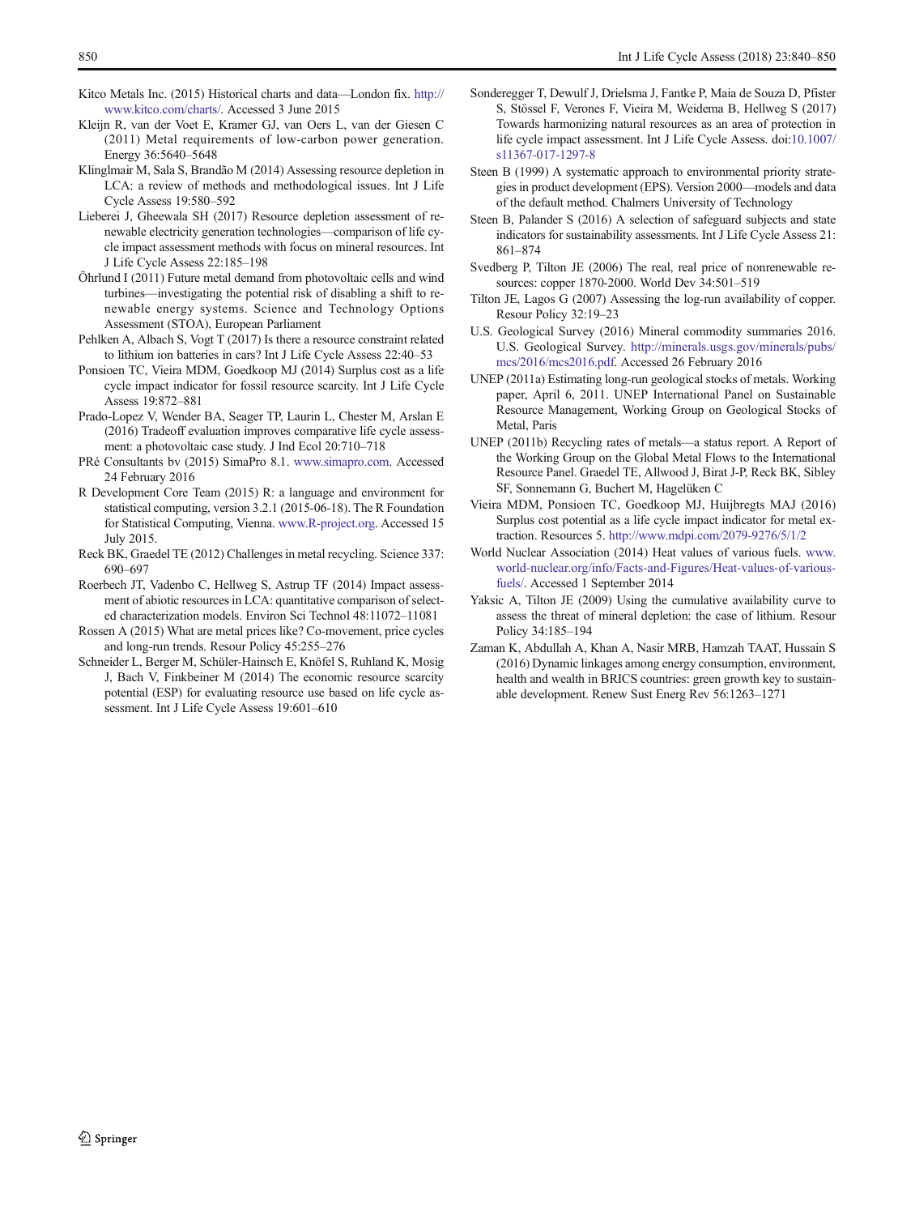Kitco Metals Inc. (2015) Historical charts and data—London fix. http://www.kitco.com/charts/. Accessed 3 June 2015

Kleijn R, van der Voet E, Kramer GJ, van Oers L, van der Giesen C (2011) Metal requirements of low-carbon power generation. Energy 36:5640–5648

Klinglmair M, Sala S, Brandão M (2014) Assessing resource depletion in LCA: a review of methods and methodological issues. Int J Life Cycle Assess 19:580–592

Lieberei J, Gheewala SH (2017) Resource depletion assessment of renewable electricity generation technologies—comparison of life cycle impact assessment methods with focus on mineral resources. Int J Life Cycle Assess 22:185–198

Öhrlund I (2011) Future metal demand from photovoltaic cells and wind turbines—investigating the potential risk of disabling a shift to renewable energy systems. Science and Technology Options Assessment (STOA), European Parliament

Pehlken A, Albach S, Vogt T (2017) Is there a resource constraint related to lithium ion batteries in cars? Int J Life Cycle Assess 22:40–53

Ponsioen TC, Vieira MDM, Goedkoop MJ (2014) Surplus cost as a life cycle impact indicator for fossil resource scarcity. Int J Life Cycle Assess 19:872–881

Prado-Lopez V, Wender BA, Seager TP, Laurin L, Chester M, Arslan E (2016) Tradeoff evaluation improves comparative life cycle assessment: a photovoltaic case study. J Ind Ecol 20:710–718

PRé Consultants bv (2015) SimaPro 8.1. www.simapro.com. Accessed 24 February 2016

R Development Core Team (2015) R: a language and environment for statistical computing, version 3.2.1 (2015-06-18). The R Foundation for Statistical Computing, Vienna. www.R-project.org. Accessed 15 July 2015.

Reck BK, Graedel TE (2012) Challenges in metal recycling. Science 337: 690–697

Roerbech JT, Vadenbo C, Hellweg S, Astrup TF (2014) Impact assessment of abiotic resources in LCA: quantitative comparison of selected characterization models. Environ Sci Technol 48:11072–11081

Rossen A (2015) What are metal prices like? Co-movement, price cycles and long-run trends. Resour Policy 45:255–276

Schneider L, Berger M, Schüler-Hainsch E, Knöfel S, Ruhland K, Mosig J, Bach V, Finkbeiner M (2014) The economic resource scarcity potential (ESP) for evaluating resource use based on life cycle assessment. Int J Life Cycle Assess 19:601–610

Sonderegger T, Dewulf J, Drielsma J, Fantke P, Maia de Souza D, Pfister S, Stössel F, Verones F, Vieira M, Weidema B, Hellweg S (2017) Towards harmonizing natural resources as an area of protection in life cycle impact assessment. Int J Life Cycle Assess. doi:10.1007/s11367-017-1297-8

Steen B (1999) A systematic approach to environmental priority strategies in product development (EPS). Version 2000—models and data of the default method. Chalmers University of Technology

Steen B, Palander S (2016) A selection of safeguard subjects and state indicators for sustainability assessments. Int J Life Cycle Assess 21: 861–874

Svedberg P, Tilton JE (2006) The real, real price of nonrenewable resources: copper 1870-2000. World Dev 34:501–519

Tilton JE, Lagos G (2007) Assessing the log-run availability of copper. Resour Policy 32:19–23

U.S. Geological Survey (2016) Mineral commodity summaries 2016. U.S. Geological Survey. http://minerals.usgs.gov/minerals/pubs/mcs/2016/mcs2016.pdf. Accessed 26 February 2016

UNEP (2011a) Estimating long-run geological stocks of metals. Working paper, April 6, 2011. UNEP International Panel on Sustainable Resource Management, Working Group on Geological Stocks of Metal, Paris

UNEP (2011b) Recycling rates of metals—a status report. A Report of the Working Group on the Global Metal Flows to the International Resource Panel. Graedel TE, Allwood J, Birat J-P, Reck BK, Sibley SF, Sonnemann G, Buchert M, Hagelüken C

Vieira MDM, Ponsioen TC, Goedkoop MJ, Huijbregts MAJ (2016) Surplus cost potential as a life cycle impact indicator for metal extraction. Resources 5. http://www.mdpi.com/2079-9276/5/1/2

World Nuclear Association (2014) Heat values of various fuels. www.world-nuclear.org/info/Facts-and-Figures/Heat-values-of-various-fuels/. Accessed 1 September 2014

Yaksic A, Tilton JE (2009) Using the cumulative availability curve to assess the threat of mineral depletion: the case of lithium. Resour Policy 34:185–194

Zaman K, Abdullah A, Khan A, Nasir MRB, Hamzah TAAT, Hussain S (2016) Dynamic linkages among energy consumption, environment, health and wealth in BRICS countries: green growth key to sustainable development. Renew Sust Energ Rev 56:1263–1271